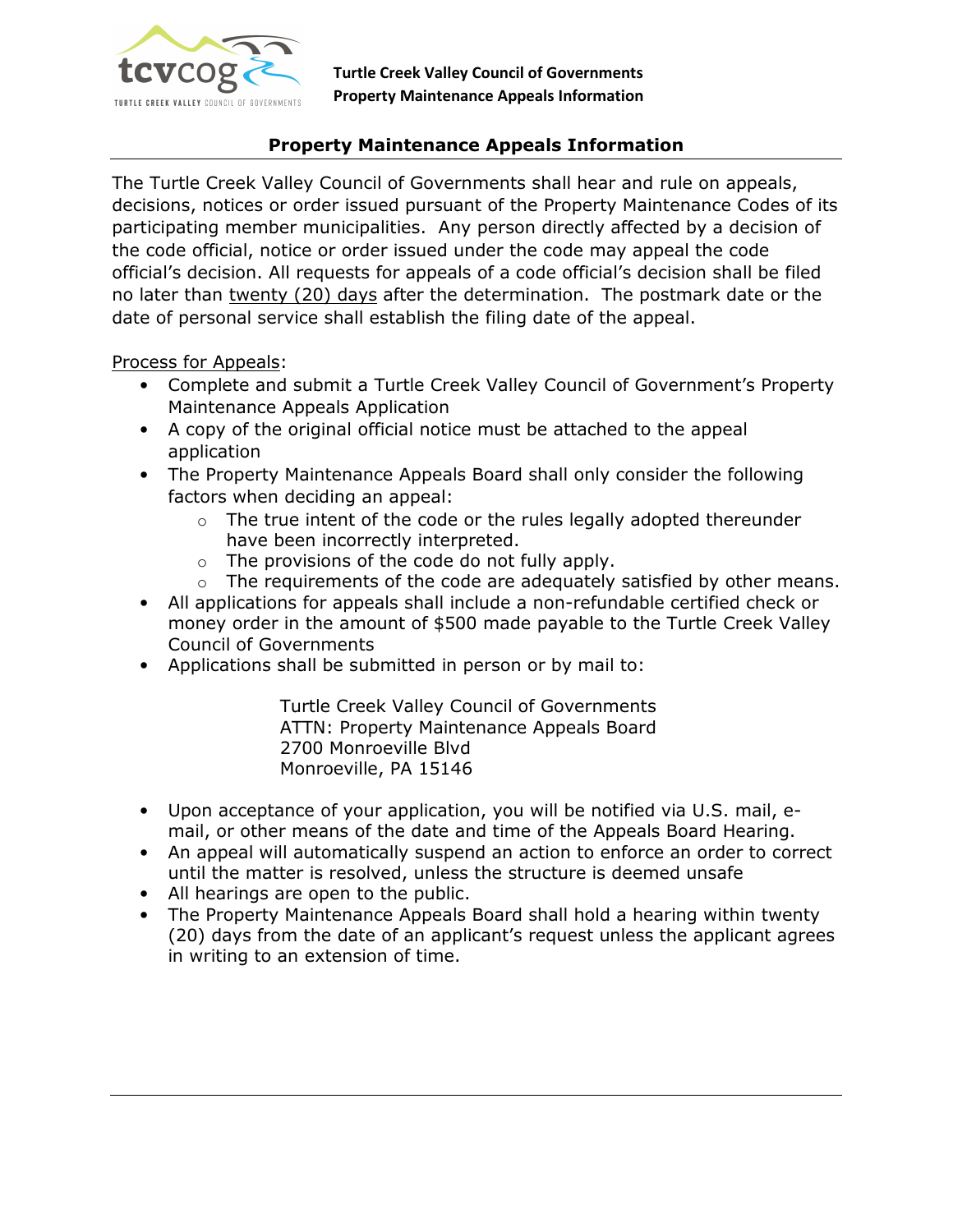# Property Maintenance Appeals Information

The Turtle Creek Valley Council of Governments shall hear and rule on appeals, decisions, notices or order issued pursuant of the Property Maintenance Codes of its participating member municipalities. Any person directly affected by a decision of the code official, notice or order issued under the code may appeal the code official's decision. All requests for appeals of a code official's decision shall be filed no later than twenty (20) days after the determination. The postmark date or the date of personal service shall establish the filing date of the appeal.

Process for Appeals:

- Complete and submit a Turtle Creek Valley Council of Government's Property Maintenance Appeals Application
- A copy of the original official notice must be attached to the appeal application
- The Property Maintenance Appeals Board shall only consider the following factors when deciding an appeal:
  - The true intent of the code or the rules legally adopted thereunder have been incorrectly interpreted.
  - The provisions of the code do not fully apply.
  - The requirements of the code are adequately satisfied by other means.
- All applications for appeals shall include a non-refundable certified check or money order in the amount of $500 made payable to the Turtle Creek Valley Council of Governments
- Applications shall be submitted in person or by mail to:

  Turtle Creek Valley Council of Governments
  ATTN: Property Maintenance Appeals Board
  2700 Monroeville Blvd
  Monroeville, PA 15146

- Upon acceptance of your application, you will be notified via U.S. mail, e-mail, or other means of the date and time of the Appeals Board Hearing.
- An appeal will automatically suspend an action to enforce an order to correct until the matter is resolved, unless the structure is deemed unsafe
- All hearings are open to the public.
- The Property Maintenance Appeals Board shall hold a hearing within twenty (20) days from the date of an applicant's request unless the applicant agrees in writing to an extension of time.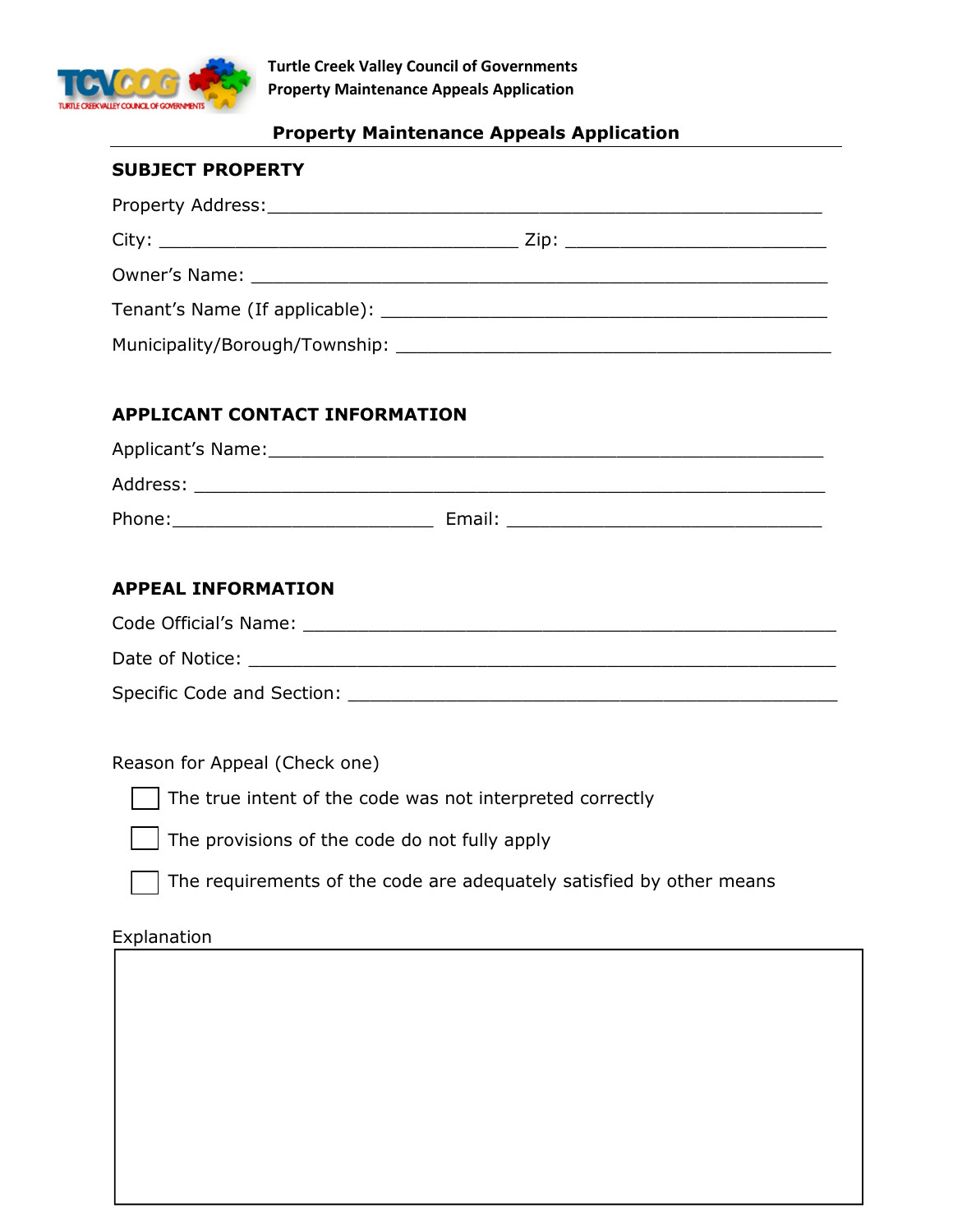Turtle Creek Valley Council of Governments
Property Maintenance Appeals Application

## Property Maintenance Appeals Application

### SUBJECT PROPERTY

Property Address:______________________________________________________

City: __________________________________ Zip: _________________________

Owner's Name: ______________________________________________________

Tenant's Name (If applicable): ___________________________________________

Municipality/Borough/Township: __________________________________________

### APPLICANT CONTACT INFORMATION

Applicant's Name:_____________________________________________________

Address: ___________________________________________________________

Phone:_________________________ Email: ______________________________

### APPEAL INFORMATION

Code Official's Name: __________________________________________________

Date of Notice: ______________________________________________________

Specific Code and Section: _______________________________________________

Reason for Appeal (Check one)

- ☐ The true intent of the code was not interpreted correctly
- ☐ The provisions of the code do not fully apply
- ☐ The requirements of the code are adequately satisfied by other means

Explanation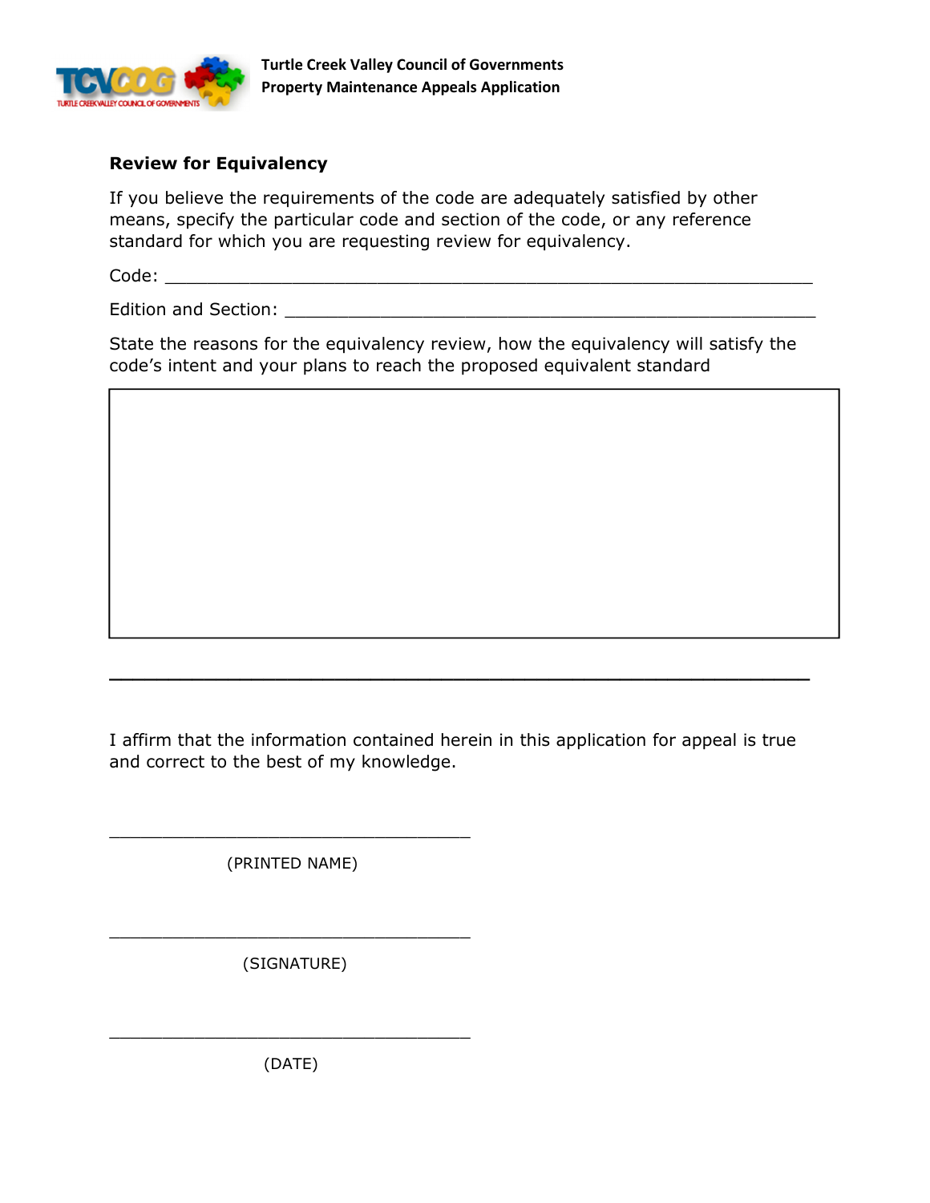**Turtle Creek Valley Council of Governments**
**Property Maintenance Appeals Application**

### Review for Equivalency

If you believe the requirements of the code are adequately satisfied by other means, specify the particular code and section of the code, or any reference standard for which you are requesting review for equivalency.

Code: ___________________________________________________________

Edition and Section: ____________________________________________________

State the reasons for the equivalency review, how the equivalency will satisfy the code's intent and your plans to reach the proposed equivalent standard

| |
|---|
| |

___________________________________________________________

I affirm that the information contained herein in this application for appeal is true and correct to the best of my knowledge.

___________________________________

(PRINTED NAME)

___________________________________

(SIGNATURE)

___________________________________

(DATE)